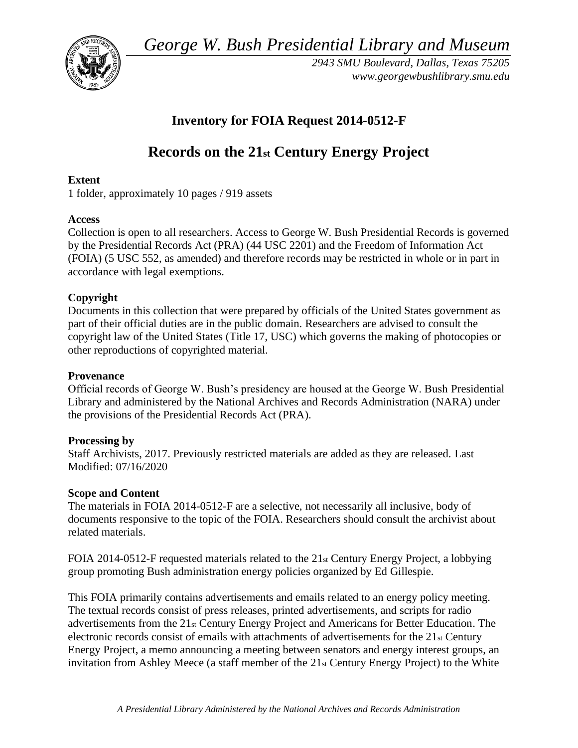*George W. Bush Presidential Library and Museum*

*2943 SMU Boulevard, Dallas, Texas 75205*
*www.georgewbushlibrary.smu.edu*

## Inventory for FOIA Request 2014-0512-F

# Records on the 21st Century Energy Project

**Extent**
1 folder, approximately 10 pages / 919 assets

**Access**
Collection is open to all researchers. Access to George W. Bush Presidential Records is governed by the Presidential Records Act (PRA) (44 USC 2201) and the Freedom of Information Act (FOIA) (5 USC 552, as amended) and therefore records may be restricted in whole or in part in accordance with legal exemptions.

**Copyright**
Documents in this collection that were prepared by officials of the United States government as part of their official duties are in the public domain. Researchers are advised to consult the copyright law of the United States (Title 17, USC) which governs the making of photocopies or other reproductions of copyrighted material.

**Provenance**
Official records of George W. Bush's presidency are housed at the George W. Bush Presidential Library and administered by the National Archives and Records Administration (NARA) under the provisions of the Presidential Records Act (PRA).

**Processing by**
Staff Archivists, 2017. Previously restricted materials are added as they are released. Last Modified: 07/16/2020

**Scope and Content**
The materials in FOIA 2014-0512-F are a selective, not necessarily all inclusive, body of documents responsive to the topic of the FOIA. Researchers should consult the archivist about related materials.

FOIA 2014-0512-F requested materials related to the 21st Century Energy Project, a lobbying group promoting Bush administration energy policies organized by Ed Gillespie.

This FOIA primarily contains advertisements and emails related to an energy policy meeting. The textual records consist of press releases, printed advertisements, and scripts for radio advertisements from the 21st Century Energy Project and Americans for Better Education. The electronic records consist of emails with attachments of advertisements for the 21st Century Energy Project, a memo announcing a meeting between senators and energy interest groups, an invitation from Ashley Meece (a staff member of the 21st Century Energy Project) to the White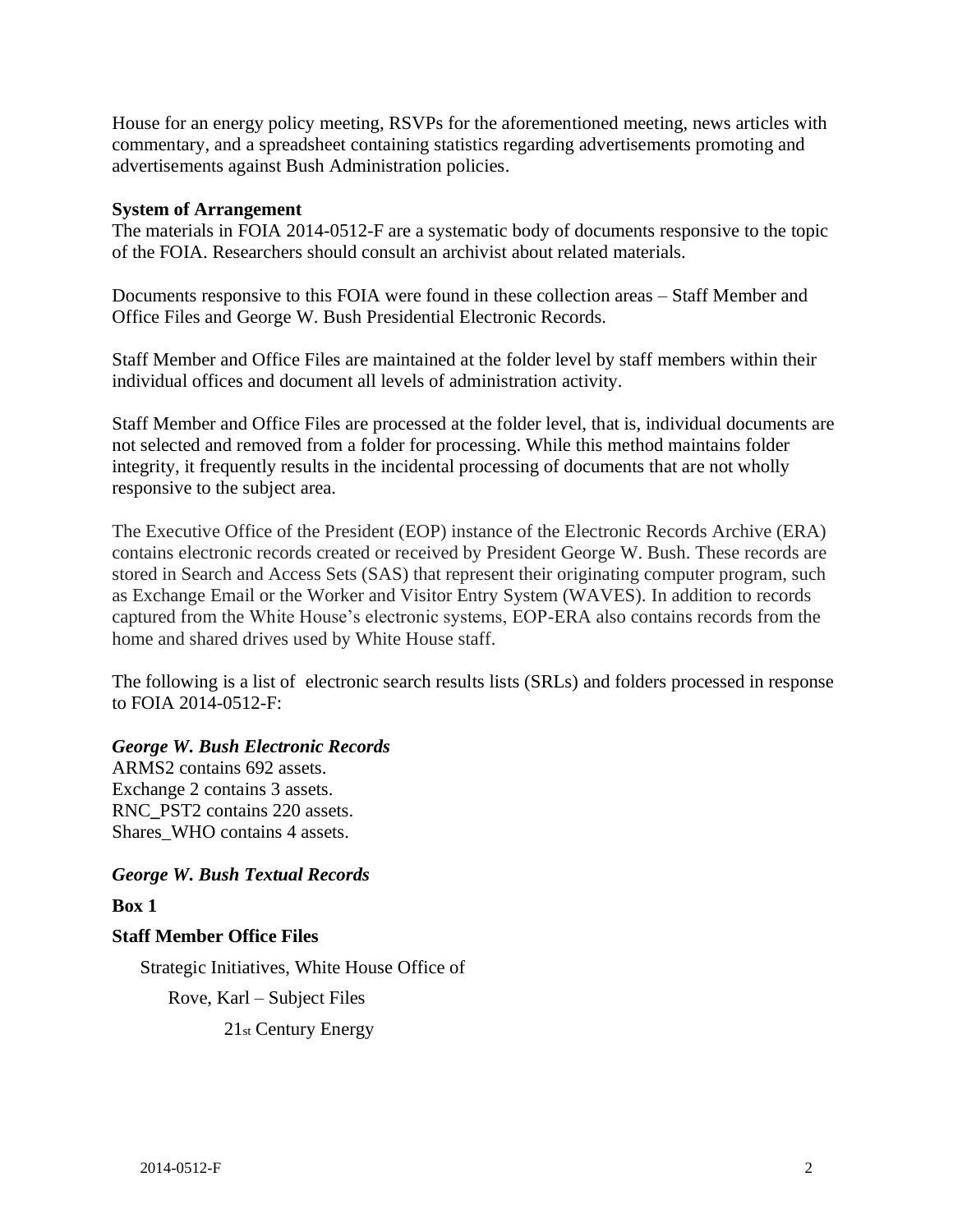House for an energy policy meeting, RSVPs for the aforementioned meeting, news articles with commentary, and a spreadsheet containing statistics regarding advertisements promoting and advertisements against Bush Administration policies.

**System of Arrangement**

The materials in FOIA 2014-0512-F are a systematic body of documents responsive to the topic of the FOIA. Researchers should consult an archivist about related materials.

Documents responsive to this FOIA were found in these collection areas – Staff Member and Office Files and George W. Bush Presidential Electronic Records.

Staff Member and Office Files are maintained at the folder level by staff members within their individual offices and document all levels of administration activity.

Staff Member and Office Files are processed at the folder level, that is, individual documents are not selected and removed from a folder for processing. While this method maintains folder integrity, it frequently results in the incidental processing of documents that are not wholly responsive to the subject area.

The Executive Office of the President (EOP) instance of the Electronic Records Archive (ERA) contains electronic records created or received by President George W. Bush. These records are stored in Search and Access Sets (SAS) that represent their originating computer program, such as Exchange Email or the Worker and Visitor Entry System (WAVES). In addition to records captured from the White House's electronic systems, EOP-ERA also contains records from the home and shared drives used by White House staff.

The following is a list of electronic search results lists (SRLs) and folders processed in response to FOIA 2014-0512-F:

***George W. Bush Electronic Records***

ARMS2 contains 692 assets.
Exchange 2 contains 3 assets.
RNC_PST2 contains 220 assets.
Shares_WHO contains 4 assets.

***George W. Bush Textual Records***

**Box 1**

**Staff Member Office Files**

Strategic Initiatives, White House Office of

Rove, Karl – Subject Files

21st Century Energy